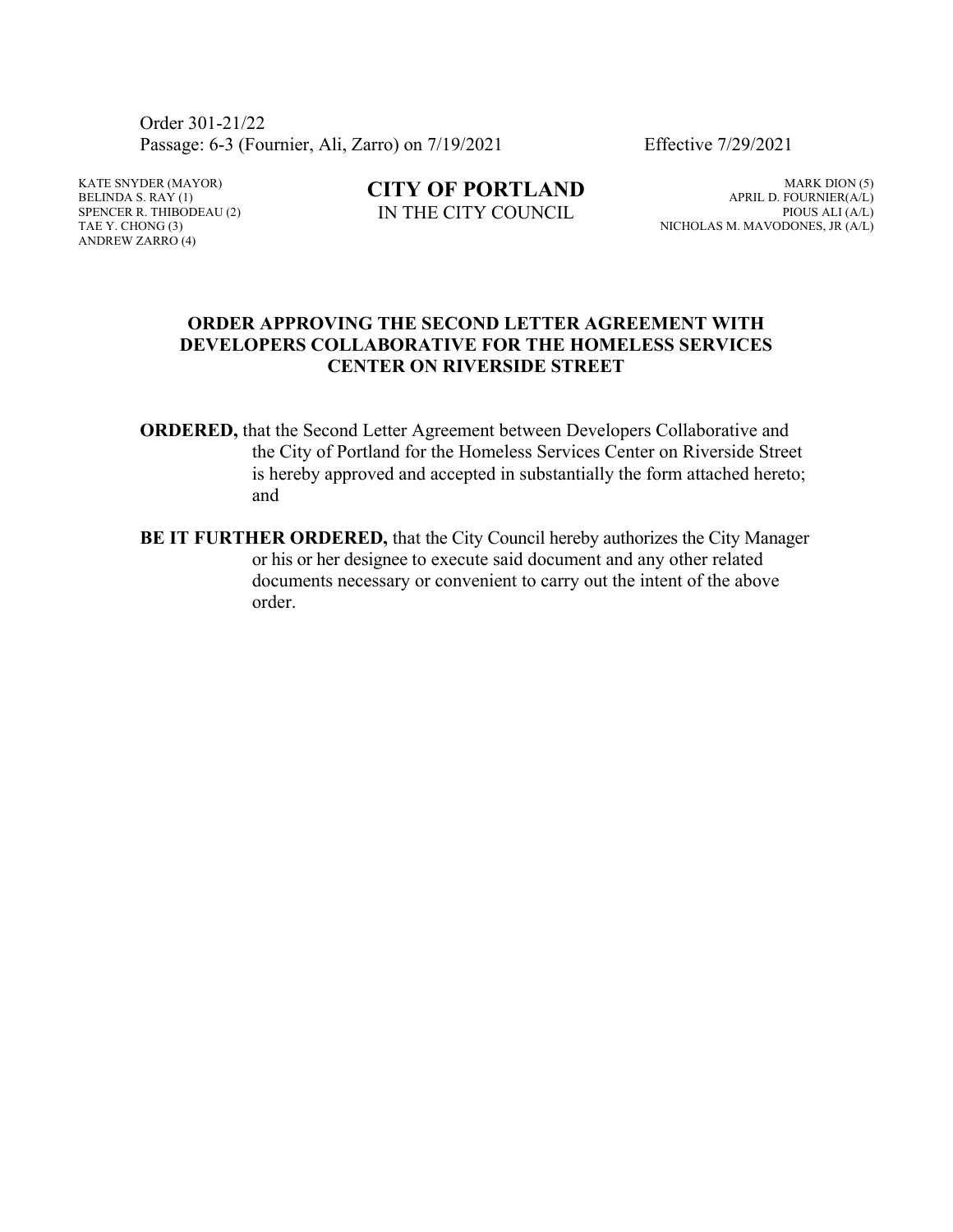Order 301-21/22
Passage: 6-3 (Fournier, Ali, Zarro) on 7/19/2021 Effective 7/29/2021

KATE SNYDER (MAYOR)
BELINDA S. RAY (1)
SPENCER R. THIBODEAU (2)
TAE Y. CHONG (3)
ANDREW ZARRO (4)

**CITY OF PORTLAND**
IN THE CITY COUNCIL

MARK DION (5)
APRIL D. FOURNIER(A/L)
PIOUS ALI (A/L)
NICHOLAS M. MAVODONES, JR (A/L)

## ORDER APPROVING THE SECOND LETTER AGREEMENT WITH DEVELOPERS COLLABORATIVE FOR THE HOMELESS SERVICES CENTER ON RIVERSIDE STREET

**ORDERED,** that the Second Letter Agreement between Developers Collaborative and the City of Portland for the Homeless Services Center on Riverside Street is hereby approved and accepted in substantially the form attached hereto; and

**BE IT FURTHER ORDERED,** that the City Council hereby authorizes the City Manager or his or her designee to execute said document and any other related documents necessary or convenient to carry out the intent of the above order.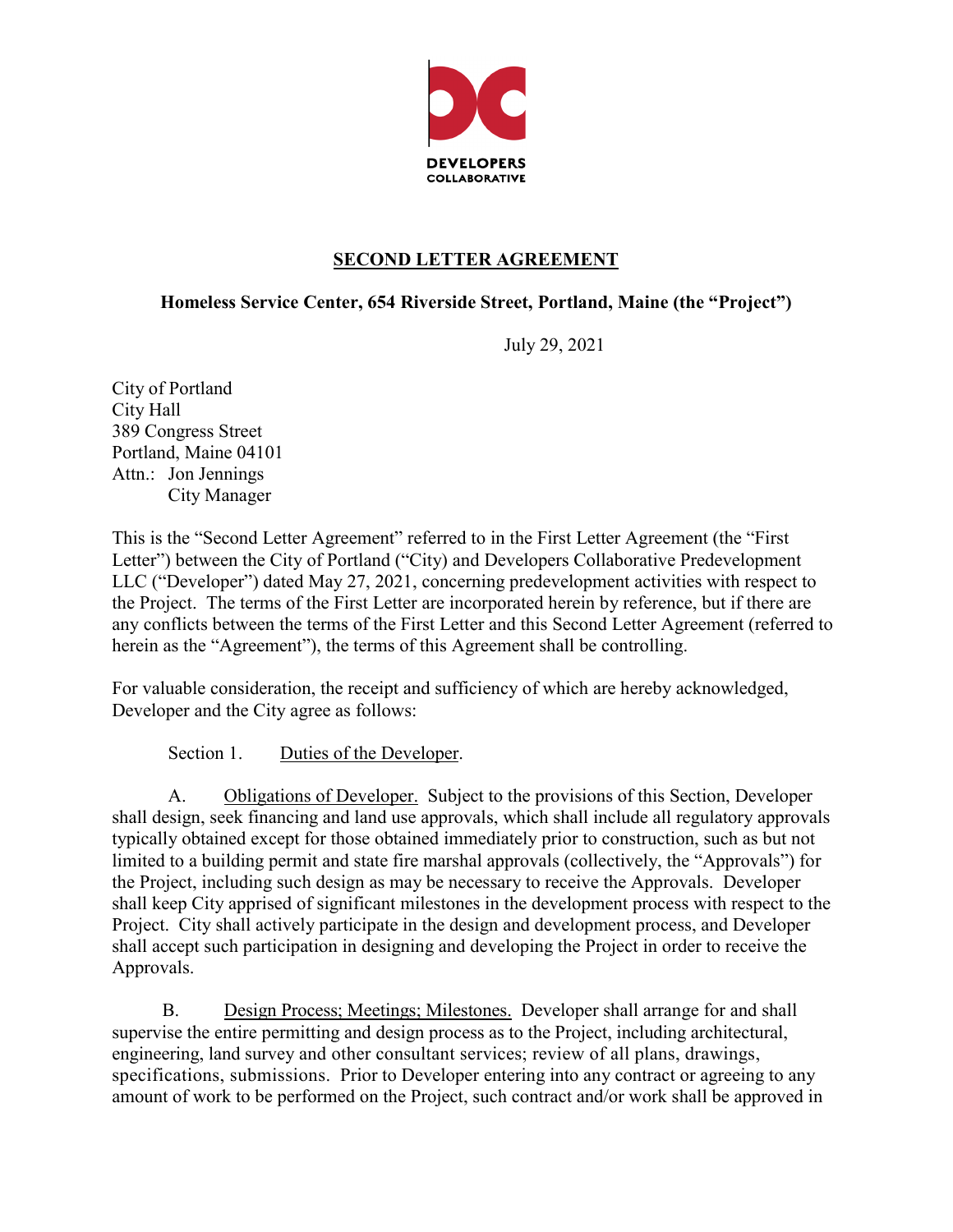**DEVELOPERS COLLABORATIVE**

## SECOND LETTER AGREEMENT

**Homeless Service Center, 654 Riverside Street, Portland, Maine (the "Project")**

July 29, 2021

City of Portland
City Hall
389 Congress Street
Portland, Maine 04101
Attn.: Jon Jennings
City Manager

This is the "Second Letter Agreement" referred to in the First Letter Agreement (the "First Letter") between the City of Portland ("City) and Developers Collaborative Predevelopment LLC ("Developer") dated May 27, 2021, concerning predevelopment activities with respect to the Project. The terms of the First Letter are incorporated herein by reference, but if there are any conflicts between the terms of the First Letter and this Second Letter Agreement (referred to herein as the "Agreement"), the terms of this Agreement shall be controlling.

For valuable consideration, the receipt and sufficiency of which are hereby acknowledged, Developer and the City agree as follows:

Section 1. <u>Duties of the Developer</u>.

A. <u>Obligations of Developer.</u> Subject to the provisions of this Section, Developer shall design, seek financing and land use approvals, which shall include all regulatory approvals typically obtained except for those obtained immediately prior to construction, such as but not limited to a building permit and state fire marshal approvals (collectively, the "Approvals") for the Project, including such design as may be necessary to receive the Approvals. Developer shall keep City apprised of significant milestones in the development process with respect to the Project. City shall actively participate in the design and development process, and Developer shall accept such participation in designing and developing the Project in order to receive the Approvals.

B. <u>Design Process; Meetings; Milestones.</u> Developer shall arrange for and shall supervise the entire permitting and design process as to the Project, including architectural, engineering, land survey and other consultant services; review of all plans, drawings, specifications, submissions. Prior to Developer entering into any contract or agreeing to any amount of work to be performed on the Project, such contract and/or work shall be approved in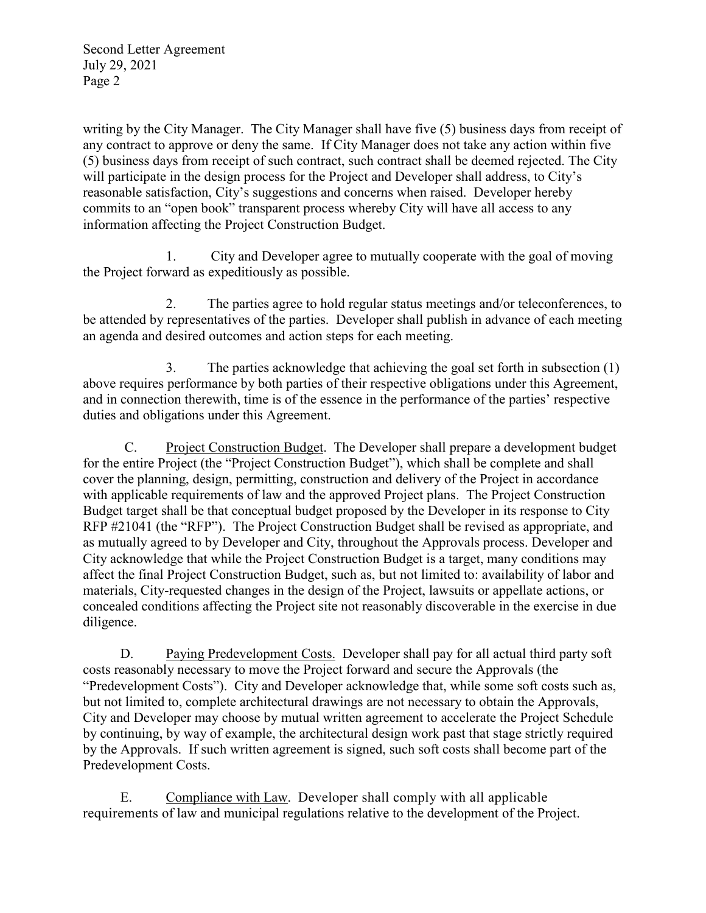writing by the City Manager. The City Manager shall have five (5) business days from receipt of any contract to approve or deny the same. If City Manager does not take any action within five (5) business days from receipt of such contract, such contract shall be deemed rejected. The City will participate in the design process for the Project and Developer shall address, to City's reasonable satisfaction, City's suggestions and concerns when raised. Developer hereby commits to an "open book" transparent process whereby City will have all access to any information affecting the Project Construction Budget.

1. City and Developer agree to mutually cooperate with the goal of moving the Project forward as expeditiously as possible.

2. The parties agree to hold regular status meetings and/or teleconferences, to be attended by representatives of the parties. Developer shall publish in advance of each meeting an agenda and desired outcomes and action steps for each meeting.

3. The parties acknowledge that achieving the goal set forth in subsection (1) above requires performance by both parties of their respective obligations under this Agreement, and in connection therewith, time is of the essence in the performance of the parties' respective duties and obligations under this Agreement.

C. Project Construction Budget. The Developer shall prepare a development budget for the entire Project (the "Project Construction Budget"), which shall be complete and shall cover the planning, design, permitting, construction and delivery of the Project in accordance with applicable requirements of law and the approved Project plans. The Project Construction Budget target shall be that conceptual budget proposed by the Developer in its response to City RFP #21041 (the "RFP"). The Project Construction Budget shall be revised as appropriate, and as mutually agreed to by Developer and City, throughout the Approvals process. Developer and City acknowledge that while the Project Construction Budget is a target, many conditions may affect the final Project Construction Budget, such as, but not limited to: availability of labor and materials, City-requested changes in the design of the Project, lawsuits or appellate actions, or concealed conditions affecting the Project site not reasonably discoverable in the exercise in due diligence.

D. Paying Predevelopment Costs. Developer shall pay for all actual third party soft costs reasonably necessary to move the Project forward and secure the Approvals (the "Predevelopment Costs"). City and Developer acknowledge that, while some soft costs such as, but not limited to, complete architectural drawings are not necessary to obtain the Approvals, City and Developer may choose by mutual written agreement to accelerate the Project Schedule by continuing, by way of example, the architectural design work past that stage strictly required by the Approvals. If such written agreement is signed, such soft costs shall become part of the Predevelopment Costs.

E. Compliance with Law. Developer shall comply with all applicable requirements of law and municipal regulations relative to the development of the Project.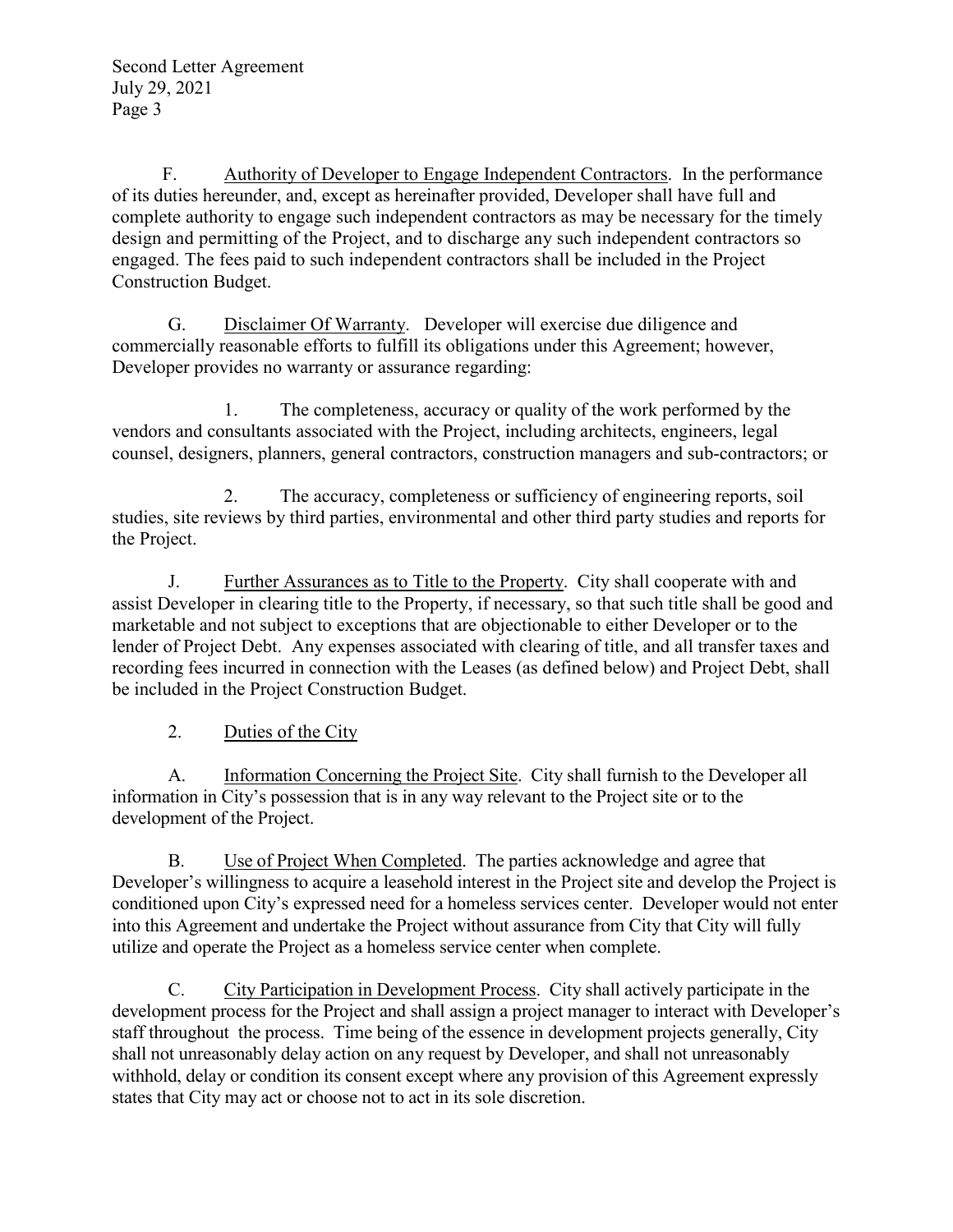F. Authority of Developer to Engage Independent Contractors. In the performance of its duties hereunder, and, except as hereinafter provided, Developer shall have full and complete authority to engage such independent contractors as may be necessary for the timely design and permitting of the Project, and to discharge any such independent contractors so engaged. The fees paid to such independent contractors shall be included in the Project Construction Budget.

G. Disclaimer Of Warranty. Developer will exercise due diligence and commercially reasonable efforts to fulfill its obligations under this Agreement; however, Developer provides no warranty or assurance regarding:

1. The completeness, accuracy or quality of the work performed by the vendors and consultants associated with the Project, including architects, engineers, legal counsel, designers, planners, general contractors, construction managers and sub-contractors; or

2. The accuracy, completeness or sufficiency of engineering reports, soil studies, site reviews by third parties, environmental and other third party studies and reports for the Project.

J. Further Assurances as to Title to the Property. City shall cooperate with and assist Developer in clearing title to the Property, if necessary, so that such title shall be good and marketable and not subject to exceptions that are objectionable to either Developer or to the lender of Project Debt. Any expenses associated with clearing of title, and all transfer taxes and recording fees incurred in connection with the Leases (as defined below) and Project Debt, shall be included in the Project Construction Budget.

2. Duties of the City

A. Information Concerning the Project Site. City shall furnish to the Developer all information in City's possession that is in any way relevant to the Project site or to the development of the Project.

B. Use of Project When Completed. The parties acknowledge and agree that Developer's willingness to acquire a leasehold interest in the Project site and develop the Project is conditioned upon City's expressed need for a homeless services center. Developer would not enter into this Agreement and undertake the Project without assurance from City that City will fully utilize and operate the Project as a homeless service center when complete.

C. City Participation in Development Process. City shall actively participate in the development process for the Project and shall assign a project manager to interact with Developer's staff throughout the process. Time being of the essence in development projects generally, City shall not unreasonably delay action on any request by Developer, and shall not unreasonably withhold, delay or condition its consent except where any provision of this Agreement expressly states that City may act or choose not to act in its sole discretion.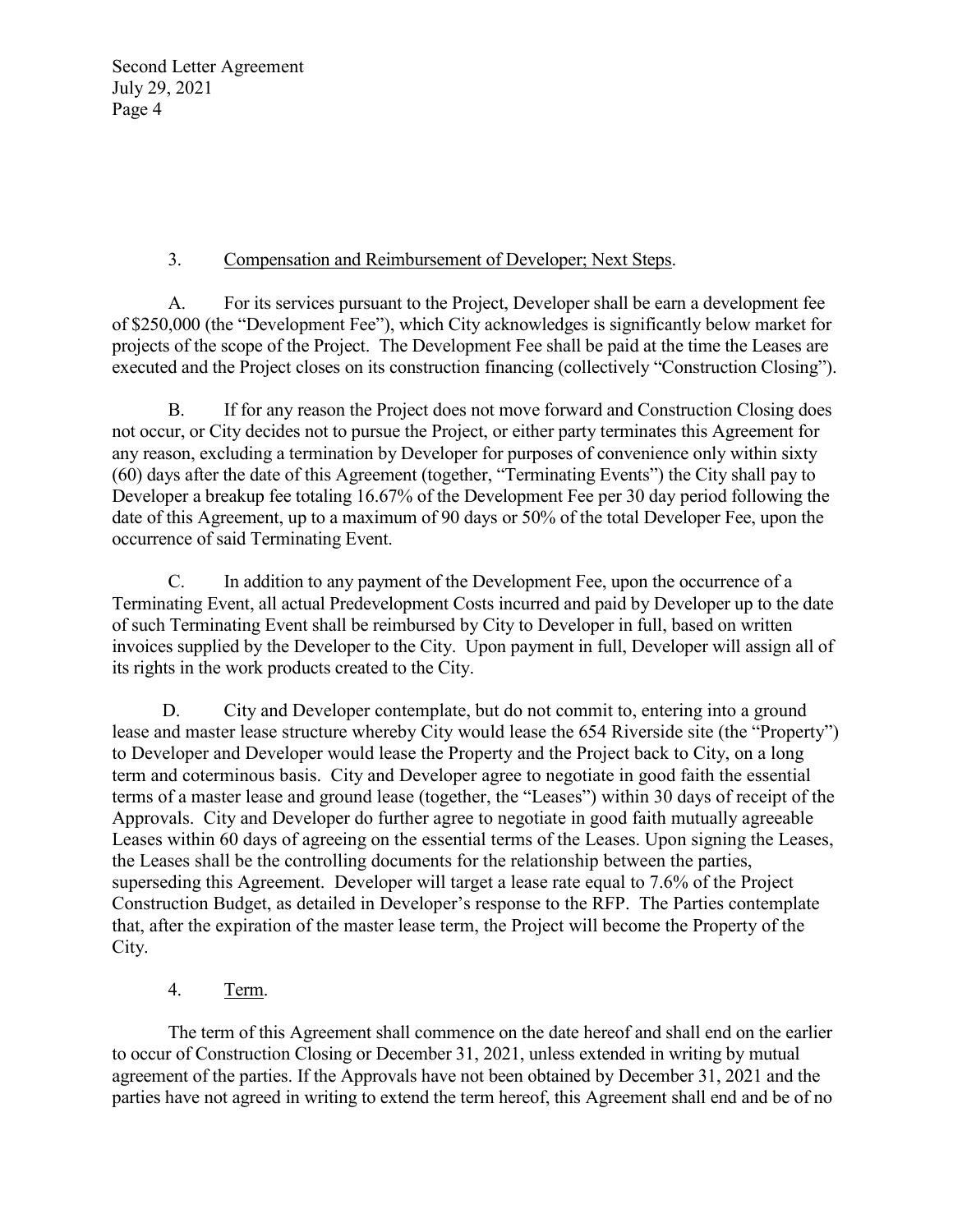3. Compensation and Reimbursement of Developer; Next Steps.

A. For its services pursuant to the Project, Developer shall be earn a development fee of $250,000 (the "Development Fee"), which City acknowledges is significantly below market for projects of the scope of the Project. The Development Fee shall be paid at the time the Leases are executed and the Project closes on its construction financing (collectively "Construction Closing").

B. If for any reason the Project does not move forward and Construction Closing does not occur, or City decides not to pursue the Project, or either party terminates this Agreement for any reason, excluding a termination by Developer for purposes of convenience only within sixty (60) days after the date of this Agreement (together, "Terminating Events") the City shall pay to Developer a breakup fee totaling 16.67% of the Development Fee per 30 day period following the date of this Agreement, up to a maximum of 90 days or 50% of the total Developer Fee, upon the occurrence of said Terminating Event.

C. In addition to any payment of the Development Fee, upon the occurrence of a Terminating Event, all actual Predevelopment Costs incurred and paid by Developer up to the date of such Terminating Event shall be reimbursed by City to Developer in full, based on written invoices supplied by the Developer to the City. Upon payment in full, Developer will assign all of its rights in the work products created to the City.

D. City and Developer contemplate, but do not commit to, entering into a ground lease and master lease structure whereby City would lease the 654 Riverside site (the "Property") to Developer and Developer would lease the Property and the Project back to City, on a long term and coterminous basis. City and Developer agree to negotiate in good faith the essential terms of a master lease and ground lease (together, the "Leases") within 30 days of receipt of the Approvals. City and Developer do further agree to negotiate in good faith mutually agreeable Leases within 60 days of agreeing on the essential terms of the Leases. Upon signing the Leases, the Leases shall be the controlling documents for the relationship between the parties, superseding this Agreement. Developer will target a lease rate equal to 7.6% of the Project Construction Budget, as detailed in Developer's response to the RFP. The Parties contemplate that, after the expiration of the master lease term, the Project will become the Property of the City.

4. Term.

The term of this Agreement shall commence on the date hereof and shall end on the earlier to occur of Construction Closing or December 31, 2021, unless extended in writing by mutual agreement of the parties. If the Approvals have not been obtained by December 31, 2021 and the parties have not agreed in writing to extend the term hereof, this Agreement shall end and be of no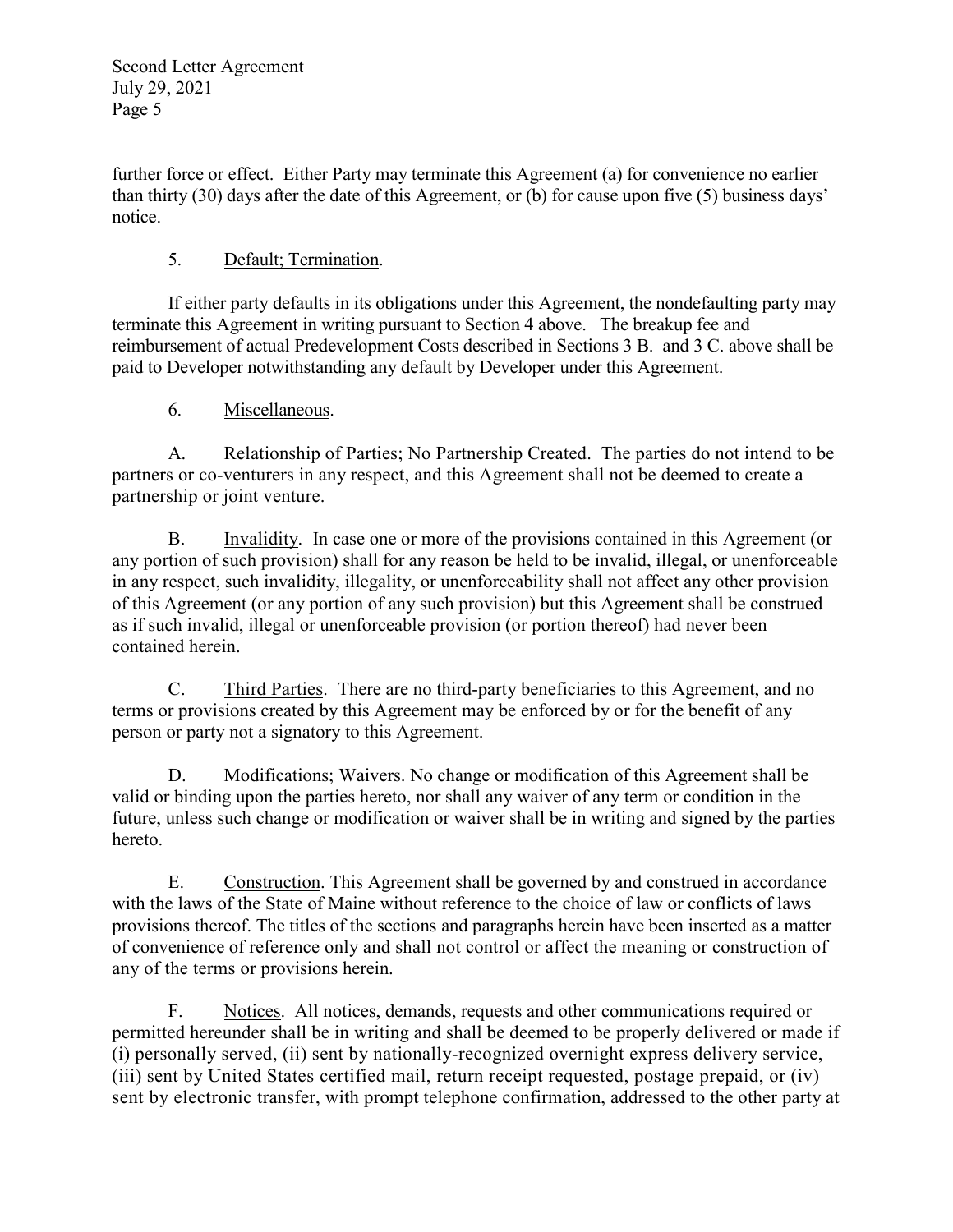further force or effect. Either Party may terminate this Agreement (a) for convenience no earlier than thirty (30) days after the date of this Agreement, or (b) for cause upon five (5) business days' notice.

5. Default; Termination.

If either party defaults in its obligations under this Agreement, the nondefaulting party may terminate this Agreement in writing pursuant to Section 4 above. The breakup fee and reimbursement of actual Predevelopment Costs described in Sections 3 B. and 3 C. above shall be paid to Developer notwithstanding any default by Developer under this Agreement.

6. Miscellaneous.

A. Relationship of Parties; No Partnership Created. The parties do not intend to be partners or co-venturers in any respect, and this Agreement shall not be deemed to create a partnership or joint venture.

B. Invalidity. In case one or more of the provisions contained in this Agreement (or any portion of such provision) shall for any reason be held to be invalid, illegal, or unenforceable in any respect, such invalidity, illegality, or unenforceability shall not affect any other provision of this Agreement (or any portion of any such provision) but this Agreement shall be construed as if such invalid, illegal or unenforceable provision (or portion thereof) had never been contained herein.

C. Third Parties. There are no third-party beneficiaries to this Agreement, and no terms or provisions created by this Agreement may be enforced by or for the benefit of any person or party not a signatory to this Agreement.

D. Modifications; Waivers. No change or modification of this Agreement shall be valid or binding upon the parties hereto, nor shall any waiver of any term or condition in the future, unless such change or modification or waiver shall be in writing and signed by the parties hereto.

E. Construction. This Agreement shall be governed by and construed in accordance with the laws of the State of Maine without reference to the choice of law or conflicts of laws provisions thereof. The titles of the sections and paragraphs herein have been inserted as a matter of convenience of reference only and shall not control or affect the meaning or construction of any of the terms or provisions herein.

F. Notices. All notices, demands, requests and other communications required or permitted hereunder shall be in writing and shall be deemed to be properly delivered or made if (i) personally served, (ii) sent by nationally-recognized overnight express delivery service, (iii) sent by United States certified mail, return receipt requested, postage prepaid, or (iv) sent by electronic transfer, with prompt telephone confirmation, addressed to the other party at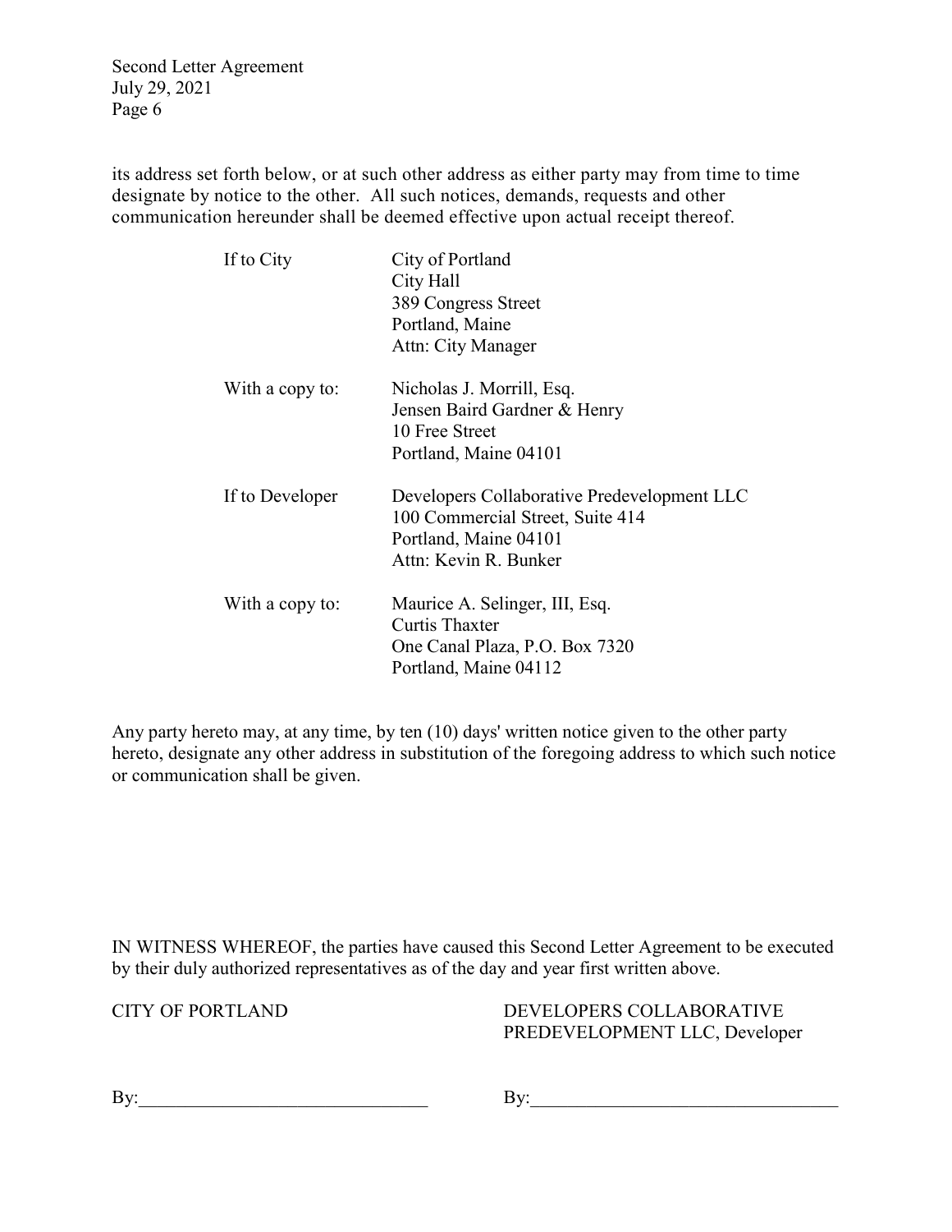its address set forth below, or at such other address as either party may from time to time designate by notice to the other. All such notices, demands, requests and other communication hereunder shall be deemed effective upon actual receipt thereof.

| | |
|---|---|
| If to City | City of Portland<br>City Hall<br>389 Congress Street<br>Portland, Maine<br>Attn: City Manager |
| With a copy to: | Nicholas J. Morrill, Esq.<br>Jensen Baird Gardner & Henry<br>10 Free Street<br>Portland, Maine 04101 |
| If to Developer | Developers Collaborative Predevelopment LLC<br>100 Commercial Street, Suite 414<br>Portland, Maine 04101<br>Attn: Kevin R. Bunker |
| With a copy to: | Maurice A. Selinger, III, Esq.<br>Curtis Thaxter<br>One Canal Plaza, P.O. Box 7320<br>Portland, Maine 04112 |

Any party hereto may, at any time, by ten (10) days' written notice given to the other party hereto, designate any other address in substitution of the foregoing address to which such notice or communication shall be given.

IN WITNESS WHEREOF, the parties have caused this Second Letter Agreement to be executed by their duly authorized representatives as of the day and year first written above.

| CITY OF PORTLAND | DEVELOPERS COLLABORATIVE PREDEVELOPMENT LLC, Developer |
|---|---|
| By:______________________________ | By:________________________________ |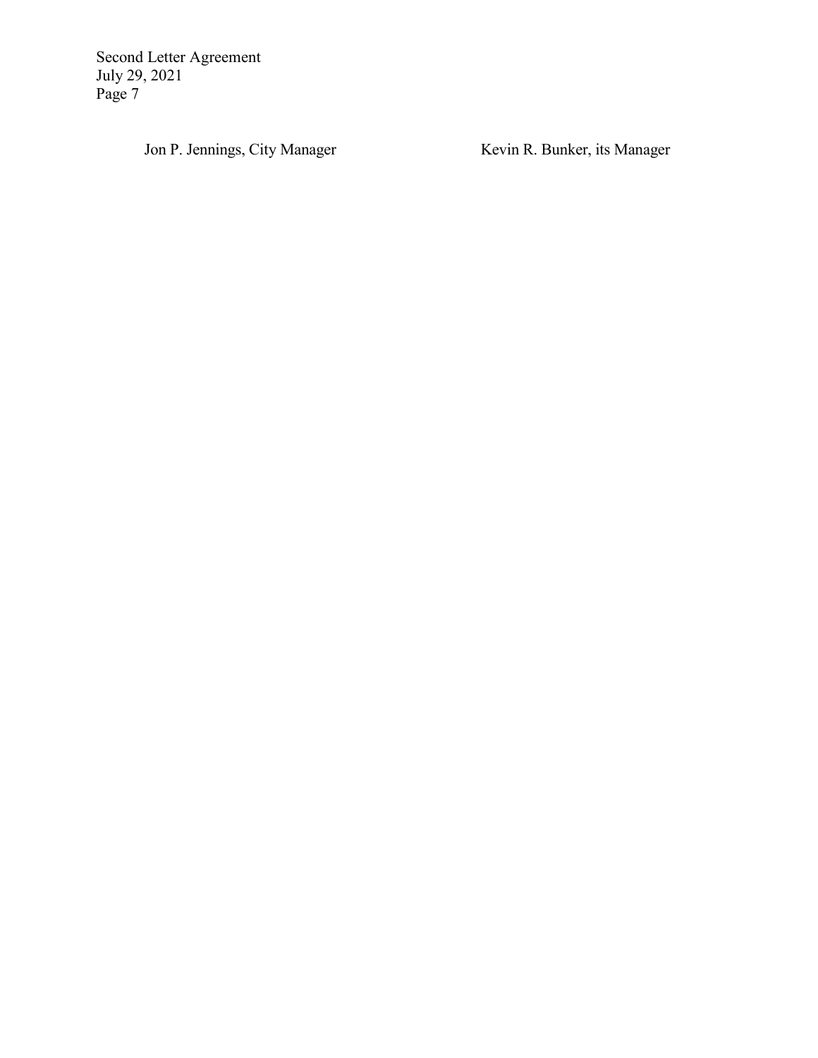Jon P. Jennings, City Manager

Kevin R. Bunker, its Manager